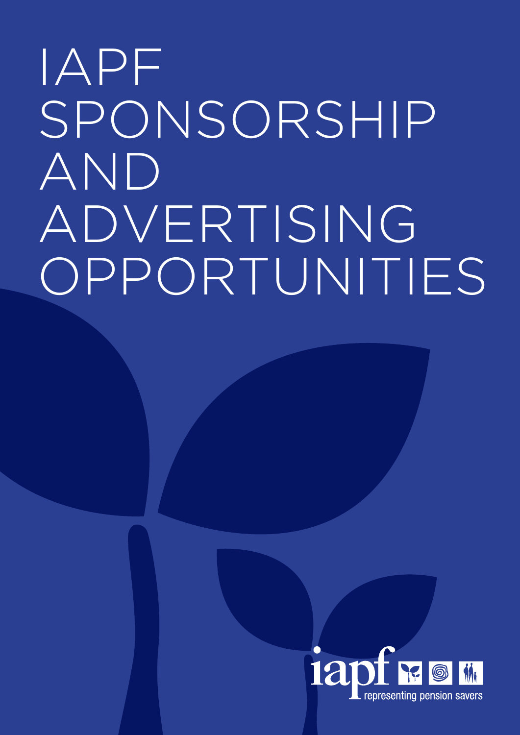# IAPF SPONSORSHIP AND ADVERTISING OPPORTUNITIES

iapf

representing pension savers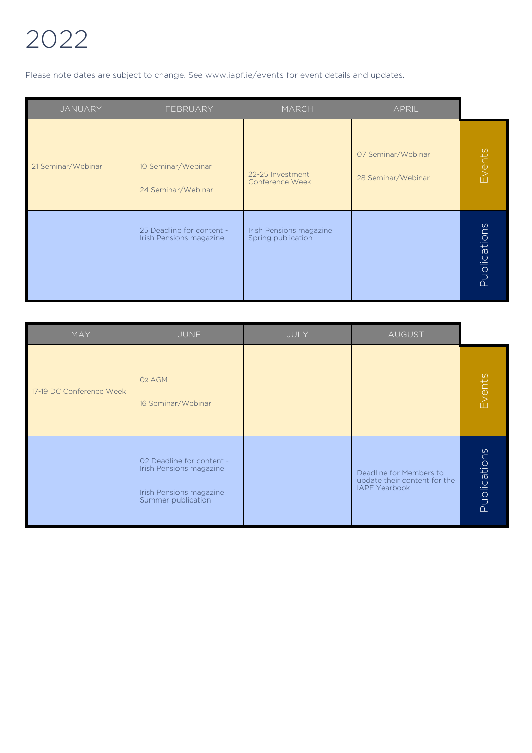# 2022

Please note dates are subject to change. See www.iapf.ie/events for event details and updates.

| | JANUARY | FEBRUARY | MARCH | APRIL |
|---|---|---|---|---|
| Events | 21 Seminar/Webinar | 10 Seminar/Webinar<br><br>24 Seminar/Webinar | 22-25 Investment Conference Week | 07 Seminar/Webinar<br><br>28 Seminar/Webinar |
| Publications | | 25 Deadline for content - Irish Pensions magazine | Irish Pensions magazine Spring publication | |

| | MAY | JUNE | JULY | AUGUST |
|---|---|---|---|---|
| Events | 17-19 DC Conference Week | 02 AGM<br><br>16 Seminar/Webinar | | |
| Publications | | 02 Deadline for content - Irish Pensions magazine<br><br>Irish Pensions magazine Summer publication | | Deadline for Members to update their content for the IAPF Yearbook |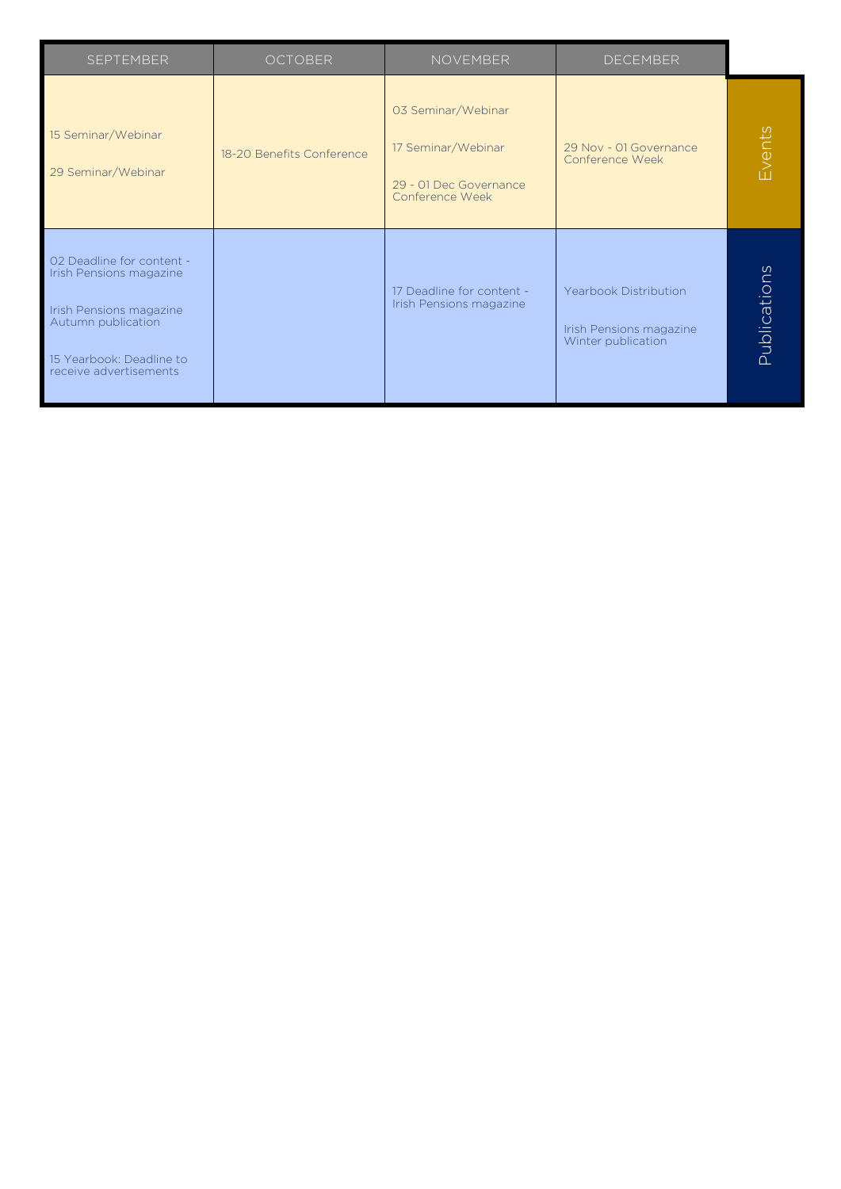| | SEPTEMBER | OCTOBER | NOVEMBER | DECEMBER |
|---|---|---|---|---|
| Events | 15 Seminar/Webinar<br><br>29 Seminar/Webinar | 18-20 Benefits Conference | 03 Seminar/Webinar<br><br>17 Seminar/Webinar<br><br>29 - 01 Dec Governance Conference Week | 29 Nov - 01 Governance Conference Week |
| Publications | 02 Deadline for content - Irish Pensions magazine<br><br>Irish Pensions magazine Autumn publication<br><br>15 Yearbook: Deadline to receive advertisements | | 17 Deadline for content - Irish Pensions magazine | Yearbook Distribution<br><br>Irish Pensions magazine Winter publication |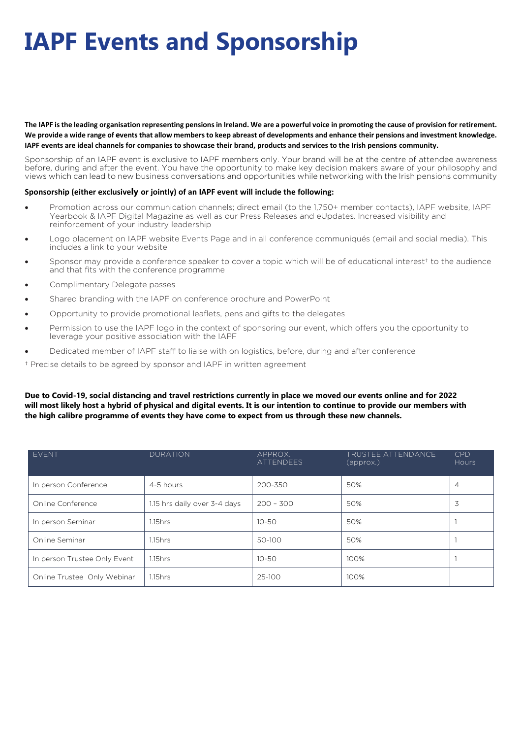# IAPF Events and Sponsorship

**The IAPF is the leading organisation representing pensions in Ireland. We are a powerful voice in promoting the cause of provision for retirement. We provide a wide range of events that allow members to keep abreast of developments and enhance their pensions and investment knowledge. IAPF events are ideal channels for companies to showcase their brand, products and services to the Irish pensions community.**

Sponsorship of an IAPF event is exclusive to IAPF members only. Your brand will be at the centre of attendee awareness before, during and after the event. You have the opportunity to make key decision makers aware of your philosophy and views which can lead to new business conversations and opportunities while networking with the Irish pensions community

**Sponsorship (either exclusively or jointly) of an IAPF event will include the following:**

- Promotion across our communication channels; direct email (to the 1,750+ member contacts), IAPF website, IAPF Yearbook & IAPF Digital Magazine as well as our Press Releases and eUpdates. Increased visibility and reinforcement of your industry leadership
- Logo placement on IAPF website Events Page and in all conference communiqués (email and social media). This includes a link to your website
- Sponsor may provide a conference speaker to cover a topic which will be of educational interest† to the audience and that fits with the conference programme
- Complimentary Delegate passes
- Shared branding with the IAPF on conference brochure and PowerPoint
- Opportunity to provide promotional leaflets, pens and gifts to the delegates
- Permission to use the IAPF logo in the context of sponsoring our event, which offers you the opportunity to leverage your positive association with the IAPF
- Dedicated member of IAPF staff to liaise with on logistics, before, during and after conference

† Precise details to be agreed by sponsor and IAPF in written agreement

**Due to Covid-19, social distancing and travel restrictions currently in place we moved our events online and for 2022 will most likely host a hybrid of physical and digital events. It is our intention to continue to provide our members with the high calibre programme of events they have come to expect from us through these new channels.**

| EVENT | DURATION | APPROX. ATTENDEES | TRUSTEE ATTENDANCE (approx.) | CPD Hours |
|---|---|---|---|---|
| In person Conference | 4-5 hours | 200-350 | 50% | 4 |
| Online Conference | 1.15 hrs daily over 3-4 days | 200 – 300 | 50% | 3 |
| In person Seminar | 1.15hrs | 10-50 | 50% | 1 |
| Online Seminar | 1.15hrs | 50-100 | 50% | 1 |
| In person Trustee Only Event | 1.15hrs | 10-50 | 100% | 1 |
| Online Trustee Only Webinar | 1.15hrs | 25-100 | 100% | |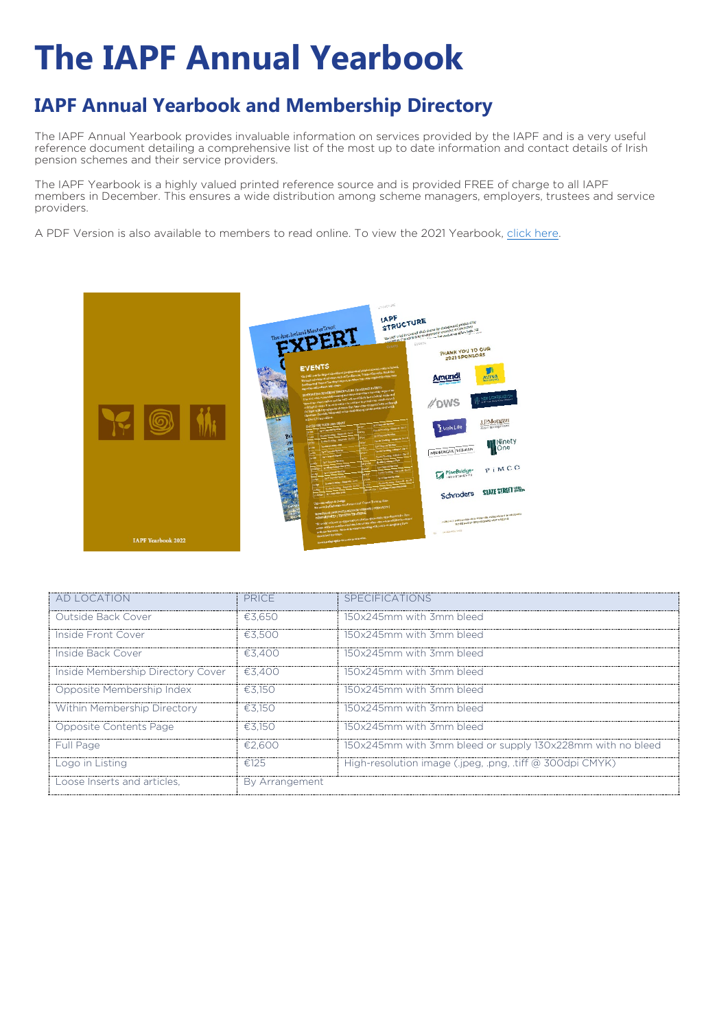# The IAPF Annual Yearbook

## IAPF Annual Yearbook and Membership Directory

The IAPF Annual Yearbook provides invaluable information on services provided by the IAPF and is a very useful reference document detailing a comprehensive list of the most up to date information and contact details of Irish pension schemes and their service providers.

The IAPF Yearbook is a highly valued printed reference source and is provided FREE of charge to all IAPF members in December. This ensures a wide distribution among scheme managers, employers, trustees and service providers.

A PDF Version is also available to members to read online. To view the 2021 Yearbook, [click here].

| AD LOCATION | PRICE | SPECIFICATIONS |
| --- | --- | --- |
| Outside Back Cover | €3,650 | 150x245mm with 3mm bleed |
| Inside Front Cover | €3,500 | 150x245mm with 3mm bleed |
| Inside Back Cover | €3,400 | 150x245mm with 3mm bleed |
| Inside Membership Directory Cover | €3,400 | 150x245mm with 3mm bleed |
| Opposite Membership Index | €3,150 | 150x245mm with 3mm bleed |
| Within Membership Directory | €3,150 | 150x245mm with 3mm bleed |
| Opposite Contents Page | €3,150 | 150x245mm with 3mm bleed |
| Full Page | €2,600 | 150x245mm with 3mm bleed or supply 130x228mm with no bleed |
| Logo in Listing | €125 | High-resolution image (.jpeg, .png, .tiff @ 300dpi CMYK) |
| Loose Inserts and articles, | By Arrangement | |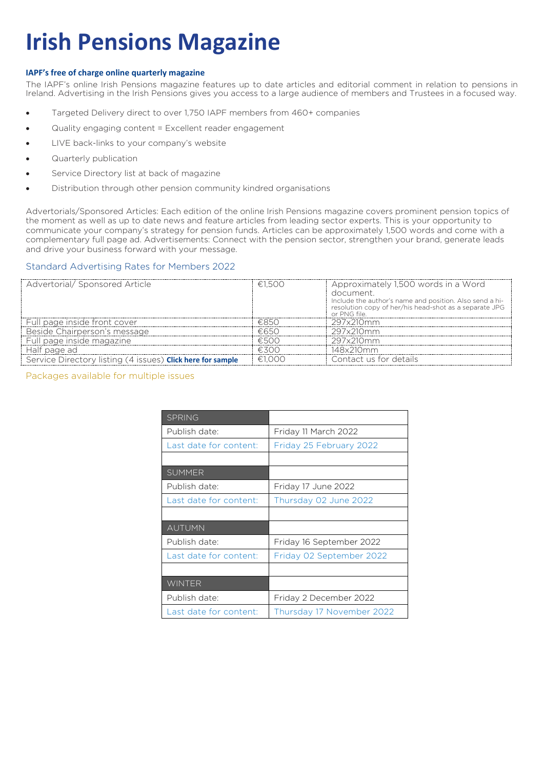# Irish Pensions Magazine

**IAPF's free of charge online quarterly magazine**

The IAPF's online Irish Pensions magazine features up to date articles and editorial comment in relation to pensions in Ireland. Advertising in the Irish Pensions gives you access to a large audience of members and Trustees in a focused way.

- Targeted Delivery direct to over 1,750 IAPF members from 460+ companies
- Quality engaging content = Excellent reader engagement
- LIVE back-links to your company's website
- Quarterly publication
- Service Directory list at back of magazine
- Distribution through other pension community kindred organisations

Advertorials/Sponsored Articles: Each edition of the online Irish Pensions magazine covers prominent pension topics of the moment as well as up to date news and feature articles from leading sector experts. This is your opportunity to communicate your company's strategy for pension funds. Articles can be approximately 1,500 words and come with a complementary full page ad. Advertisements: Connect with the pension sector, strengthen your brand, generate leads and drive your business forward with your message.

## Standard Advertising Rates for Members 2022

| Advertorial/ Sponsored Article | €1,500 | Approximately 1,500 words in a Word document. Include the author's name and position. Also send a hi-resolution copy of her/his head-shot as a separate JPG or PNG file. |
|---|---|---|
| Full page inside front cover | €850 | 297x210mm |
| Beside Chairperson's message | €650 | 297x210mm |
| Full page inside magazine | €500 | 297x210mm |
| Half page ad | €300 | 148x210mm |
| Service Directory listing (4 issues) **Click here for sample** | €1,000 | Contact us for details |

Packages available for multiple issues

| SPRING | |
|---|---|
| Publish date: | Friday 11 March 2022 |
| Last date for content: | Friday 25 February 2022 |
| | |
| SUMMER | |
| Publish date: | Friday 17 June 2022 |
| Last date for content: | Thursday 02 June 2022 |
| | |
| AUTUMN | |
| Publish date: | Friday 16 September 2022 |
| Last date for content: | Friday 02 September 2022 |
| | |
| WINTER | |
| Publish date: | Friday 2 December 2022 |
| Last date for content: | Thursday 17 November 2022 |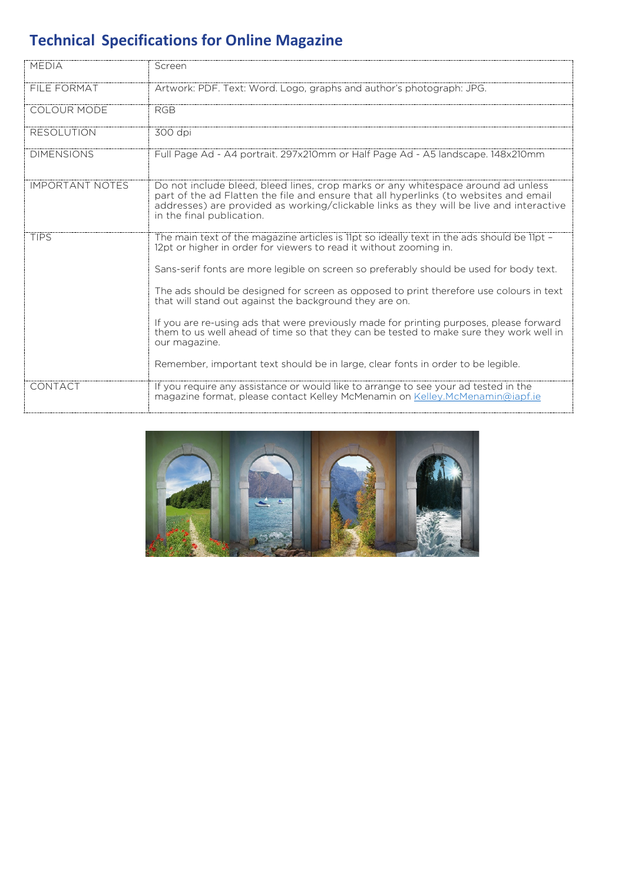# Technical Specifications for Online Magazine

| | |
|---|---|
| MEDIA | Screen |
| FILE FORMAT | Artwork: PDF. Text: Word. Logo, graphs and author's photograph: JPG. |
| COLOUR MODE | RGB |
| RESOLUTION | 300 dpi |
| DIMENSIONS | Full Page Ad - A4 portrait. 297x210mm or Half Page Ad - A5 landscape. 148x210mm |
| IMPORTANT NOTES | Do not include bleed, bleed lines, crop marks or any whitespace around ad unless part of the ad Flatten the file and ensure that all hyperlinks (to websites and email addresses) are provided as working/clickable links as they will be live and interactive in the final publication. |
| TIPS | The main text of the magazine articles is 11pt so ideally text in the ads should be 11pt – 12pt or higher in order for viewers to read it without zooming in.<br><br>Sans-serif fonts are more legible on screen so preferably should be used for body text.<br><br>The ads should be designed for screen as opposed to print therefore use colours in text that will stand out against the background they are on.<br><br>If you are re-using ads that were previously made for printing purposes, please forward them to us well ahead of time so that they can be tested to make sure they work well in our magazine.<br><br>Remember, important text should be in large, clear fonts in order to be legible. |
| CONTACT | If you require any assistance or would like to arrange to see your ad tested in the magazine format, please contact Kelley McMenamin on Kelley.McMenamin@iapf.ie |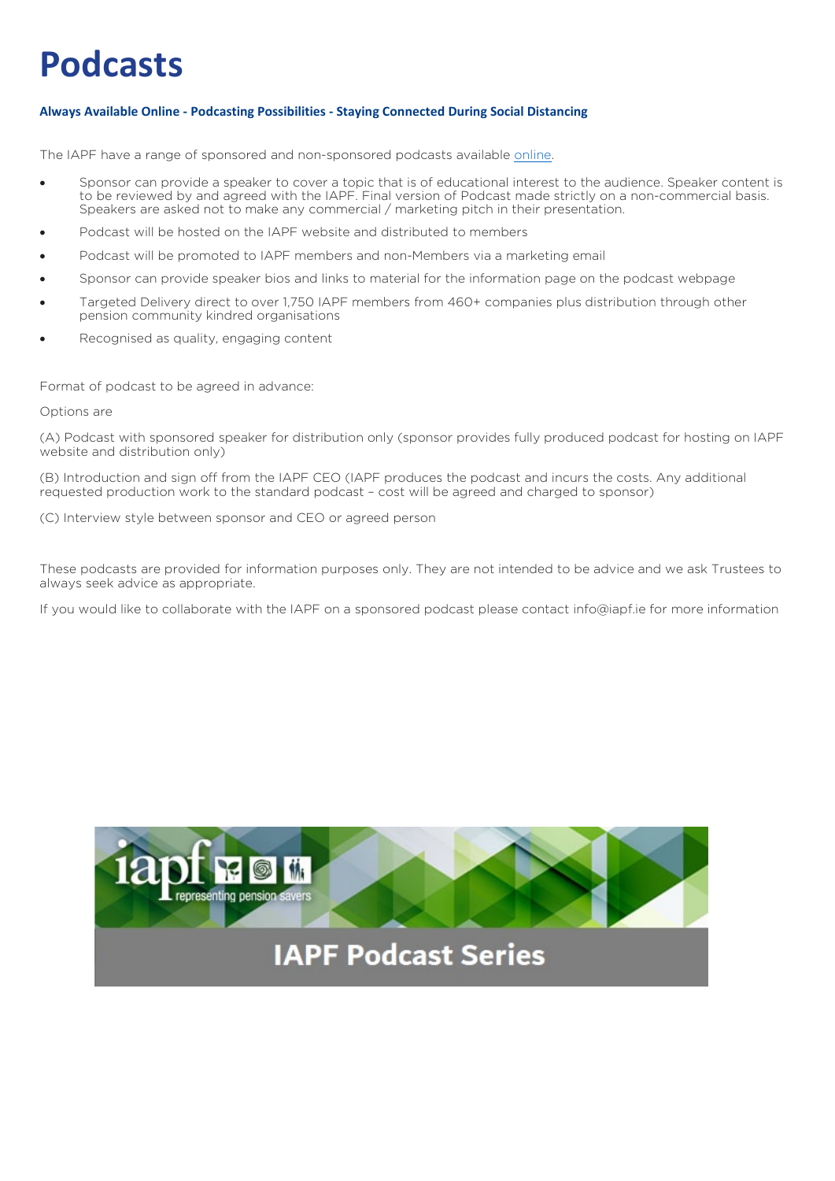# Podcasts

**Always Available Online - Podcasting Possibilities - Staying Connected During Social Distancing**

The IAPF have a range of sponsored and non-sponsored podcasts available online.

- Sponsor can provide a speaker to cover a topic that is of educational interest to the audience. Speaker content is to be reviewed by and agreed with the IAPF. Final version of Podcast made strictly on a non-commercial basis. Speakers are asked not to make any commercial / marketing pitch in their presentation.
- Podcast will be hosted on the IAPF website and distributed to members
- Podcast will be promoted to IAPF members and non-Members via a marketing email
- Sponsor can provide speaker bios and links to material for the information page on the podcast webpage
- Targeted Delivery direct to over 1,750 IAPF members from 460+ companies plus distribution through other pension community kindred organisations
- Recognised as quality, engaging content

Format of podcast to be agreed in advance:

Options are

(A) Podcast with sponsored speaker for distribution only (sponsor provides fully produced podcast for hosting on IAPF website and distribution only)

(B) Introduction and sign off from the IAPF CEO (IAPF produces the podcast and incurs the costs. Any additional requested production work to the standard podcast – cost will be agreed and charged to sponsor)

(C) Interview style between sponsor and CEO or agreed person

These podcasts are provided for information purposes only. They are not intended to be advice and we ask Trustees to always seek advice as appropriate.

If you would like to collaborate with the IAPF on a sponsored podcast please contact info@iapf.ie for more information

iapf representing pension savers

IAPF Podcast Series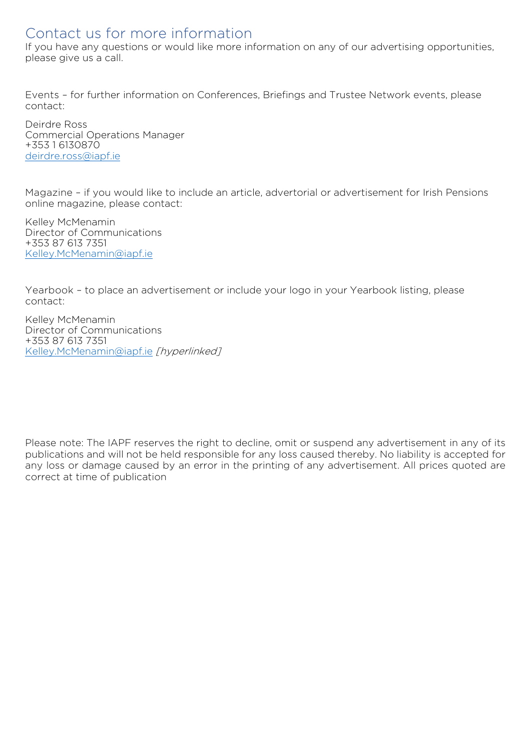## Contact us for more information

If you have any questions or would like more information on any of our advertising opportunities, please give us a call.

Events – for further information on Conferences, Briefings and Trustee Network events, please contact:

Deirdre Ross
Commercial Operations Manager
+353 1 6130870
deirdre.ross@iapf.ie

Magazine – if you would like to include an article, advertorial or advertisement for Irish Pensions online magazine, please contact:

Kelley McMenamin
Director of Communications
+353 87 613 7351
Kelley.McMenamin@iapf.ie

Yearbook – to place an advertisement or include your logo in your Yearbook listing, please contact:

Kelley McMenamin
Director of Communications
+353 87 613 7351
Kelley.McMenamin@iapf.ie *[hyperlinked]*

Please note: The IAPF reserves the right to decline, omit or suspend any advertisement in any of its publications and will not be held responsible for any loss caused thereby. No liability is accepted for any loss or damage caused by an error in the printing of any advertisement. All prices quoted are correct at time of publication